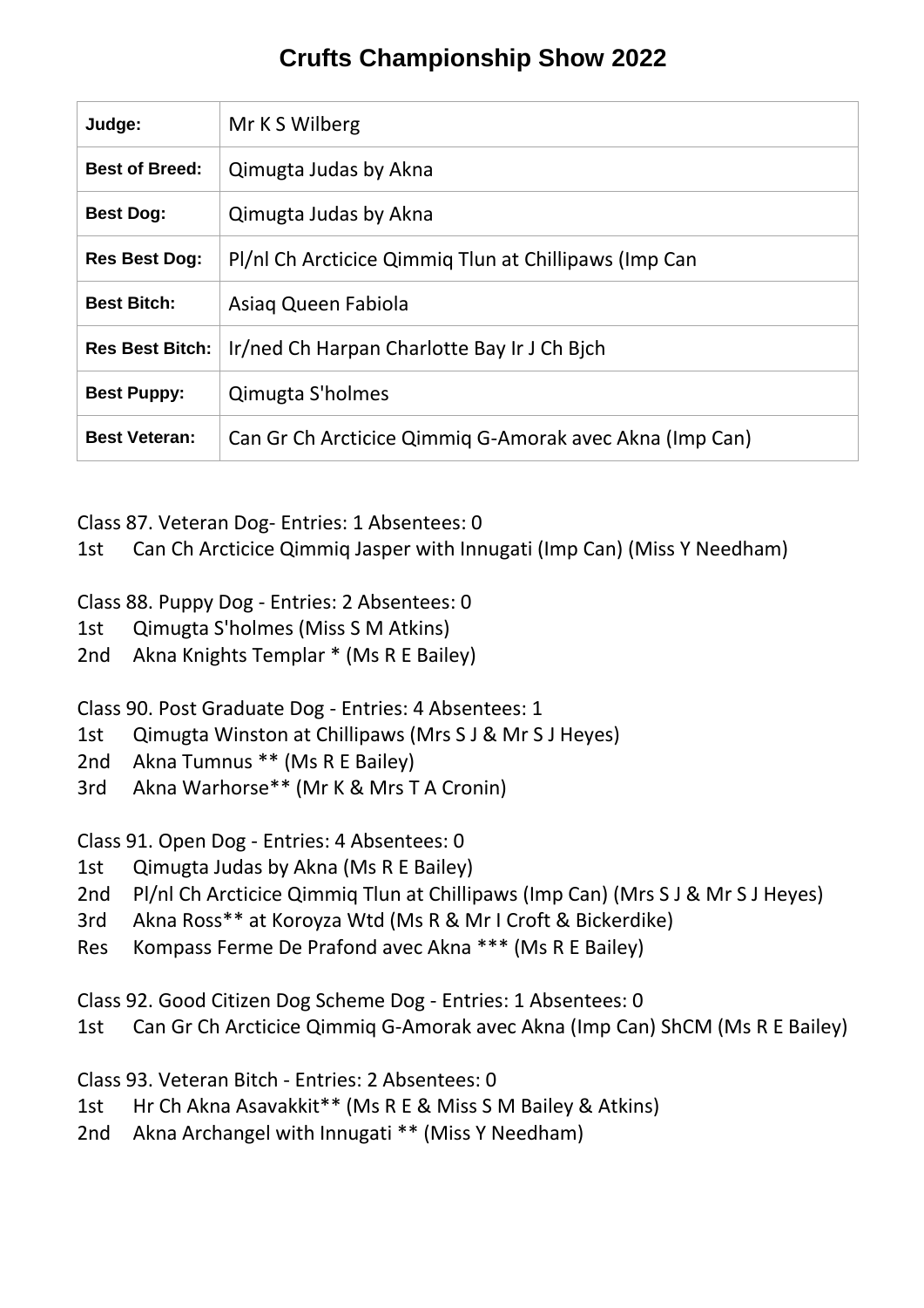# Crufts Championship Show 2022

| Judge: | Mr K S Wilberg |
|---|---|
| Best of Breed: | Qimugta Judas by Akna |
| Best Dog: | Qimugta Judas by Akna |
| Res Best Dog: | Pl/nl Ch Arcticice Qimmiq Tlun at Chillipaws (Imp Can |
| Best Bitch: | Asiaq Queen Fabiola |
| Res Best Bitch: | Ir/ned Ch Harpan Charlotte Bay Ir J Ch Bjch |
| Best Puppy: | Qimugta S'holmes |
| Best Veteran: | Can Gr Ch Arcticice Qimmiq G-Amorak avec Akna (Imp Can) |

Class 87. Veteran Dog- Entries: 1 Absentees: 0

1st Can Ch Arcticice Qimmiq Jasper with Innugati (Imp Can) (Miss Y Needham)

Class 88. Puppy Dog - Entries: 2 Absentees: 0

1st Qimugta S'holmes (Miss S M Atkins)

2nd Akna Knights Templar * (Ms R E Bailey)

Class 90. Post Graduate Dog - Entries: 4 Absentees: 1

1st Qimugta Winston at Chillipaws (Mrs S J & Mr S J Heyes)

2nd Akna Tumnus ** (Ms R E Bailey)

3rd Akna Warhorse** (Mr K & Mrs T A Cronin)

Class 91. Open Dog - Entries: 4 Absentees: 0

1st Qimugta Judas by Akna (Ms R E Bailey)

2nd Pl/nl Ch Arcticice Qimmiq Tlun at Chillipaws (Imp Can) (Mrs S J & Mr S J Heyes)

3rd Akna Ross** at Koroyza Wtd (Ms R & Mr I Croft & Bickerdike)

Res Kompass Ferme De Prafond avec Akna *** (Ms R E Bailey)

Class 92. Good Citizen Dog Scheme Dog - Entries: 1 Absentees: 0

1st Can Gr Ch Arcticice Qimmiq G-Amorak avec Akna (Imp Can) ShCM (Ms R E Bailey)

Class 93. Veteran Bitch - Entries: 2 Absentees: 0

1st Hr Ch Akna Asavakkit** (Ms R E & Miss S M Bailey & Atkins)

2nd Akna Archangel with Innugati ** (Miss Y Needham)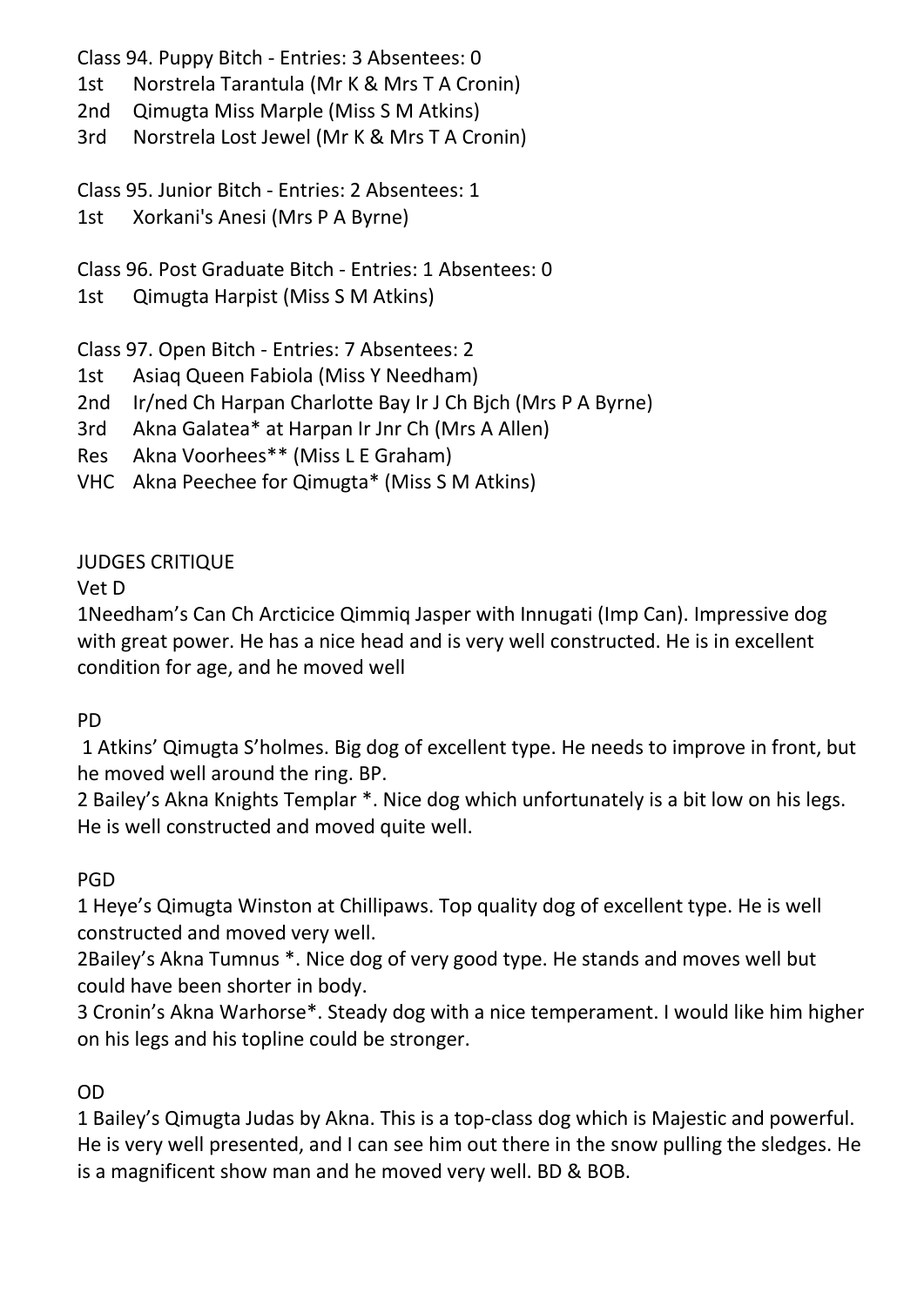Class 94. Puppy Bitch - Entries: 3 Absentees: 0

1st Norstrela Tarantula (Mr K & Mrs T A Cronin)
2nd Qimugta Miss Marple (Miss S M Atkins)
3rd Norstrela Lost Jewel (Mr K & Mrs T A Cronin)

Class 95. Junior Bitch - Entries: 2 Absentees: 1

1st Xorkani's Anesi (Mrs P A Byrne)

Class 96. Post Graduate Bitch - Entries: 1 Absentees: 0

1st Qimugta Harpist (Miss S M Atkins)

Class 97. Open Bitch - Entries: 7 Absentees: 2

1st Asiaq Queen Fabiola (Miss Y Needham)
2nd Ir/ned Ch Harpan Charlotte Bay Ir J Ch Bjch (Mrs P A Byrne)
3rd Akna Galatea* at Harpan Ir Jnr Ch (Mrs A Allen)
Res Akna Voorhees** (Miss L E Graham)
VHC Akna Peechee for Qimugta* (Miss S M Atkins)

JUDGES CRITIQUE

Vet D

1Needham's Can Ch Arcticice Qimmiq Jasper with Innugati (Imp Can). Impressive dog with great power. He has a nice head and is very well constructed. He is in excellent condition for age, and he moved well

PD

1 Atkins' Qimugta S'holmes. Big dog of excellent type. He needs to improve in front, but he moved well around the ring. BP.

2 Bailey's Akna Knights Templar *. Nice dog which unfortunately is a bit low on his legs. He is well constructed and moved quite well.

PGD

1 Heye's Qimugta Winston at Chillipaws. Top quality dog of excellent type. He is well constructed and moved very well.

2Bailey's Akna Tumnus *. Nice dog of very good type. He stands and moves well but could have been shorter in body.

3 Cronin's Akna Warhorse*. Steady dog with a nice temperament. I would like him higher on his legs and his topline could be stronger.

OD

1 Bailey's Qimugta Judas by Akna. This is a top-class dog which is Majestic and powerful. He is very well presented, and I can see him out there in the snow pulling the sledges. He is a magnificent show man and he moved very well. BD & BOB.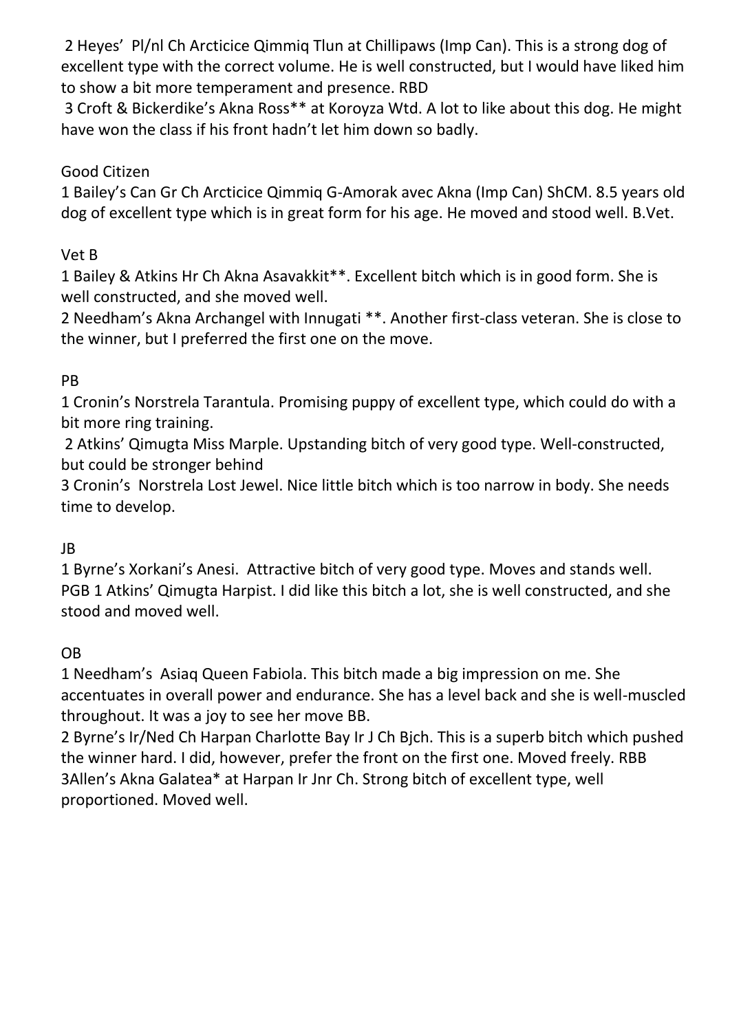2 Heyes’ Pl/nl Ch Arcticice Qimmiq Tlun at Chillipaws (Imp Can). This is a strong dog of excellent type with the correct volume. He is well constructed, but I would have liked him to show a bit more temperament and presence. RBD

3 Croft & Bickerdike’s Akna Ross** at Koroyza Wtd. A lot to like about this dog. He might have won the class if his front hadn’t let him down so badly.

Good Citizen

1 Bailey’s Can Gr Ch Arcticice Qimmiq G-Amorak avec Akna (Imp Can) ShCM. 8.5 years old dog of excellent type which is in great form for his age. He moved and stood well. B.Vet.

Vet B

1 Bailey & Atkins Hr Ch Akna Asavakkit**. Excellent bitch which is in good form. She is well constructed, and she moved well.

2 Needham’s Akna Archangel with Innugati **. Another first-class veteran. She is close to the winner, but I preferred the first one on the move.

PB

1 Cronin’s Norstrela Tarantula. Promising puppy of excellent type, which could do with a bit more ring training.

2 Atkins’ Qimugta Miss Marple. Upstanding bitch of very good type. Well-constructed, but could be stronger behind

3 Cronin’s Norstrela Lost Jewel. Nice little bitch which is too narrow in body. She needs time to develop.

JB

1 Byrne’s Xorkani’s Anesi. Attractive bitch of very good type. Moves and stands well.
PGB 1 Atkins’ Qimugta Harpist. I did like this bitch a lot, she is well constructed, and she stood and moved well.

OB

1 Needham’s Asiaq Queen Fabiola. This bitch made a big impression on me. She accentuates in overall power and endurance. She has a level back and she is well-muscled throughout. It was a joy to see her move BB.

2 Byrne’s Ir/Ned Ch Harpan Charlotte Bay Ir J Ch Bjch. This is a superb bitch which pushed the winner hard. I did, however, prefer the front on the first one. Moved freely. RBB

3Allen’s Akna Galatea* at Harpan Ir Jnr Ch. Strong bitch of excellent type, well proportioned. Moved well.